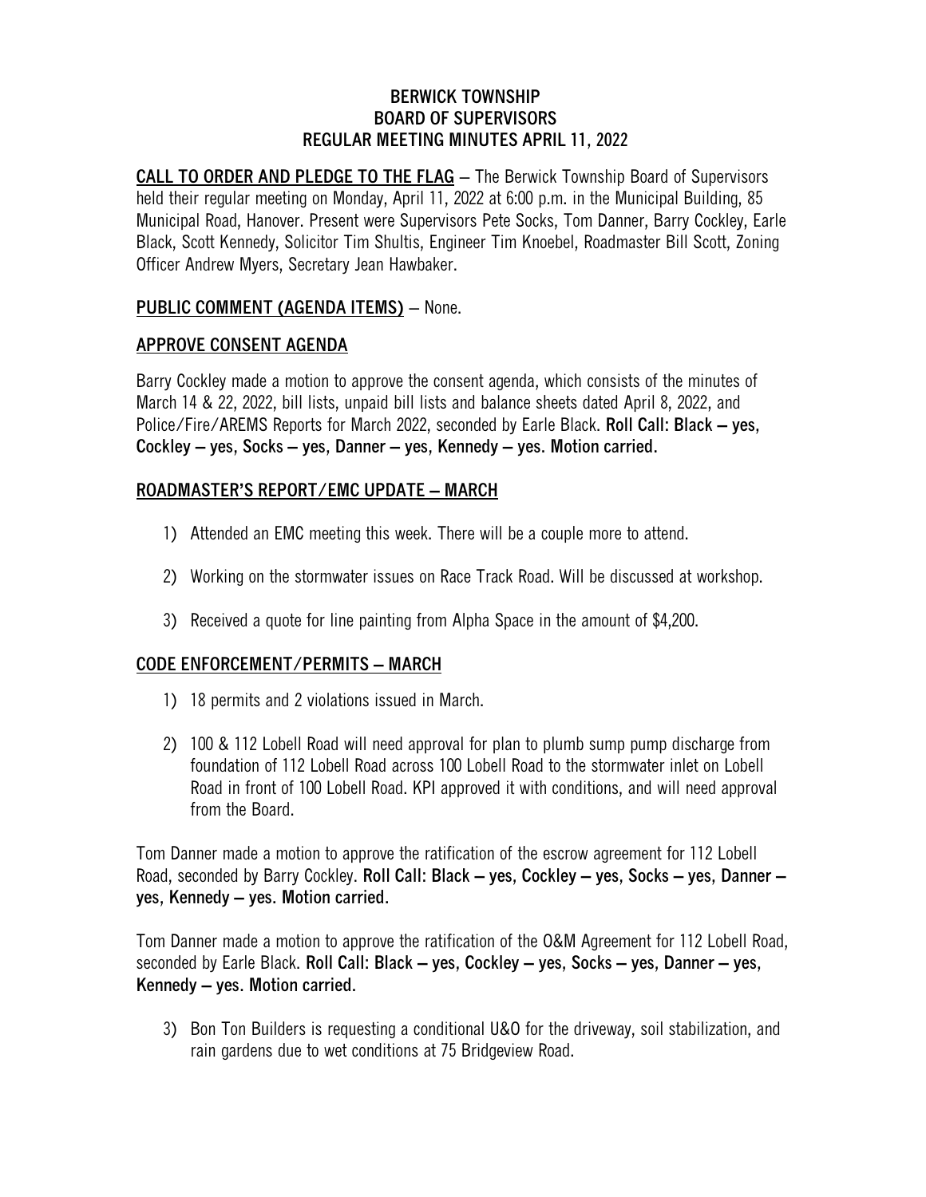# BERWICK TOWNSHIP
# BOARD OF SUPERVISORS
# REGULAR MEETING MINUTES APRIL 11, 2022

**CALL TO ORDER AND PLEDGE TO THE FLAG** – The Berwick Township Board of Supervisors held their regular meeting on Monday, April 11, 2022 at 6:00 p.m. in the Municipal Building, 85 Municipal Road, Hanover. Present were Supervisors Pete Socks, Tom Danner, Barry Cockley, Earle Black, Scott Kennedy, Solicitor Tim Shultis, Engineer Tim Knoebel, Roadmaster Bill Scott, Zoning Officer Andrew Myers, Secretary Jean Hawbaker.

## PUBLIC COMMENT (AGENDA ITEMS) – None.

## APPROVE CONSENT AGENDA

Barry Cockley made a motion to approve the consent agenda, which consists of the minutes of March 14 & 22, 2022, bill lists, unpaid bill lists and balance sheets dated April 8, 2022, and Police/Fire/AREMS Reports for March 2022, seconded by Earle Black. **Roll Call: Black – yes, Cockley – yes, Socks – yes, Danner – yes, Kennedy – yes. Motion carried.**

## ROADMASTER'S REPORT/EMC UPDATE – MARCH

1) Attended an EMC meeting this week. There will be a couple more to attend.
2) Working on the stormwater issues on Race Track Road. Will be discussed at workshop.
3) Received a quote for line painting from Alpha Space in the amount of $4,200.

## CODE ENFORCEMENT/PERMITS – MARCH

1) 18 permits and 2 violations issued in March.
2) 100 & 112 Lobell Road will need approval for plan to plumb sump pump discharge from foundation of 112 Lobell Road across 100 Lobell Road to the stormwater inlet on Lobell Road in front of 100 Lobell Road. KPI approved it with conditions, and will need approval from the Board.

Tom Danner made a motion to approve the ratification of the escrow agreement for 112 Lobell Road, seconded by Barry Cockley. **Roll Call: Black – yes, Cockley – yes, Socks – yes, Danner – yes, Kennedy – yes. Motion carried.**

Tom Danner made a motion to approve the ratification of the O&M Agreement for 112 Lobell Road, seconded by Earle Black. **Roll Call: Black – yes, Cockley – yes, Socks – yes, Danner – yes, Kennedy – yes. Motion carried.**

3) Bon Ton Builders is requesting a conditional U&O for the driveway, soil stabilization, and rain gardens due to wet conditions at 75 Bridgeview Road.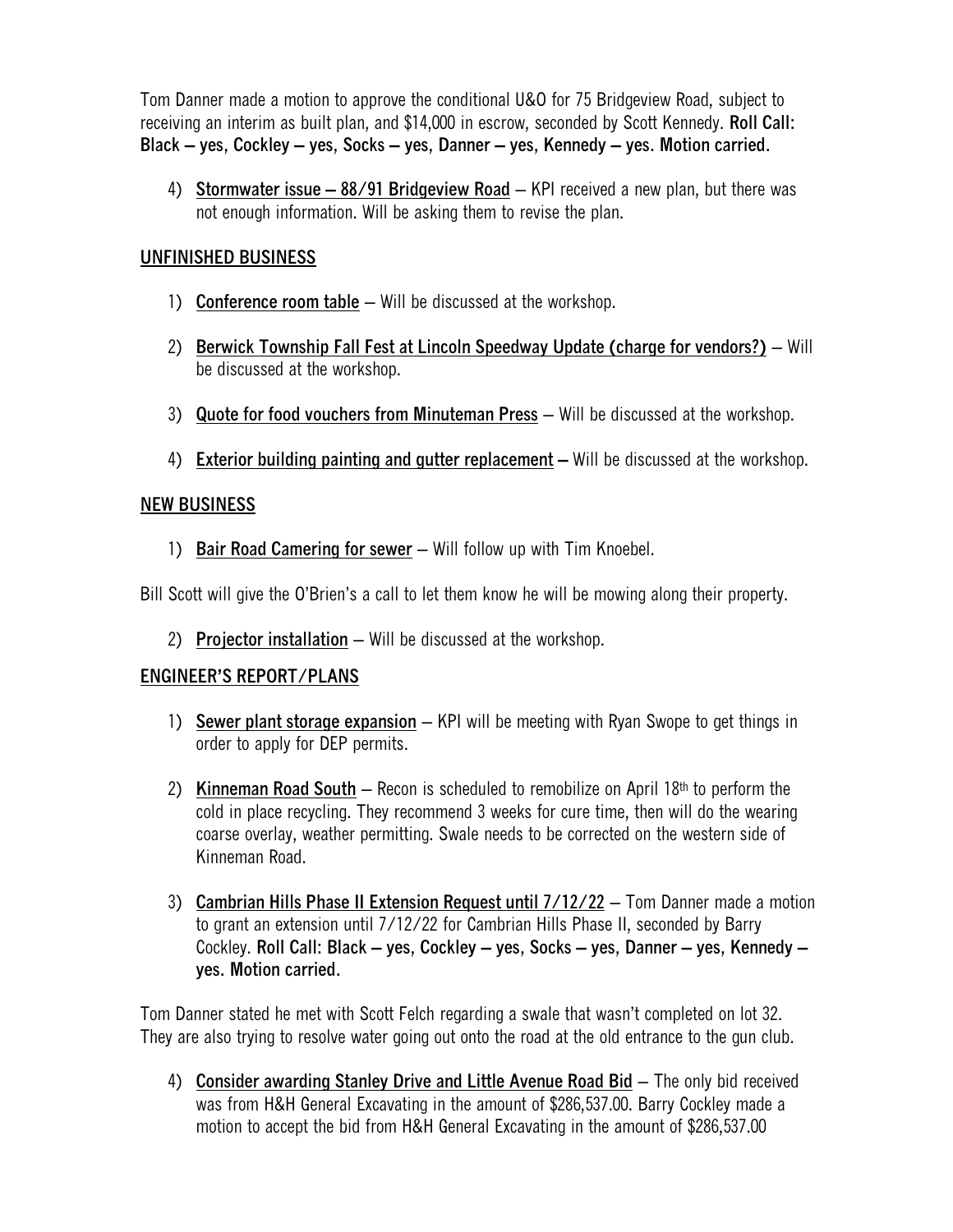Tom Danner made a motion to approve the conditional U&O for 75 Bridgeview Road, subject to receiving an interim as built plan, and $14,000 in escrow, seconded by Scott Kennedy. **Roll Call: Black – yes, Cockley – yes, Socks – yes, Danner – yes, Kennedy – yes. Motion carried.**

4) **Stormwater issue – 88/91 Bridgeview Road** – KPI received a new plan, but there was not enough information. Will be asking them to revise the plan.

## UNFINISHED BUSINESS

1) **Conference room table** – Will be discussed at the workshop.

2) **Berwick Township Fall Fest at Lincoln Speedway Update (charge for vendors?)** – Will be discussed at the workshop.

3) **Quote for food vouchers from Minuteman Press** – Will be discussed at the workshop.

4) **Exterior building painting and gutter replacement** – Will be discussed at the workshop.

## NEW BUSINESS

1) **Bair Road Camering for sewer** – Will follow up with Tim Knoebel.

Bill Scott will give the O'Brien's a call to let them know he will be mowing along their property.

2) **Projector installation** – Will be discussed at the workshop.

## ENGINEER'S REPORT/PLANS

1) **Sewer plant storage expansion** – KPI will be meeting with Ryan Swope to get things in order to apply for DEP permits.

2) **Kinneman Road South** – Recon is scheduled to remobilize on April 18th to perform the cold in place recycling. They recommend 3 weeks for cure time, then will do the wearing coarse overlay, weather permitting. Swale needs to be corrected on the western side of Kinneman Road.

3) **Cambrian Hills Phase II Extension Request until 7/12/22** – Tom Danner made a motion to grant an extension until 7/12/22 for Cambrian Hills Phase II, seconded by Barry Cockley. **Roll Call: Black – yes, Cockley – yes, Socks – yes, Danner – yes, Kennedy – yes. Motion carried.**

Tom Danner stated he met with Scott Felch regarding a swale that wasn't completed on lot 32. They are also trying to resolve water going out onto the road at the old entrance to the gun club.

4) **Consider awarding Stanley Drive and Little Avenue Road Bid** – The only bid received was from H&H General Excavating in the amount of $286,537.00. Barry Cockley made a motion to accept the bid from H&H General Excavating in the amount of $286,537.00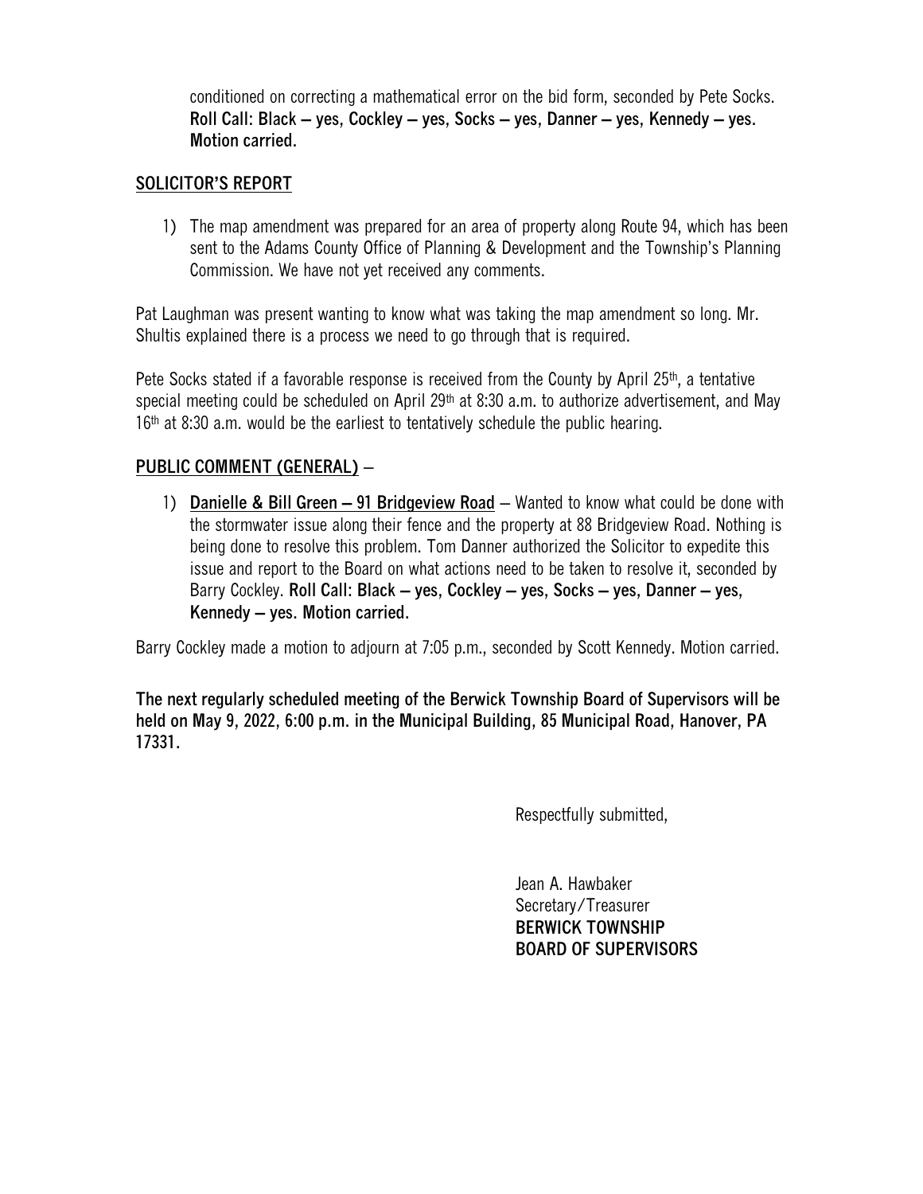conditioned on correcting a mathematical error on the bid form, seconded by Pete Socks. **Roll Call: Black – yes, Cockley – yes, Socks – yes, Danner – yes, Kennedy – yes. Motion carried.**

## SOLICITOR'S REPORT

1) The map amendment was prepared for an area of property along Route 94, which has been sent to the Adams County Office of Planning & Development and the Township's Planning Commission. We have not yet received any comments.

Pat Laughman was present wanting to know what was taking the map amendment so long. Mr. Shultis explained there is a process we need to go through that is required.

Pete Socks stated if a favorable response is received from the County by April 25th, a tentative special meeting could be scheduled on April 29th at 8:30 a.m. to authorize advertisement, and May 16th at 8:30 a.m. would be the earliest to tentatively schedule the public hearing.

## PUBLIC COMMENT (GENERAL) –

1) **Danielle & Bill Green – 91 Bridgeview Road** – Wanted to know what could be done with the stormwater issue along their fence and the property at 88 Bridgeview Road. Nothing is being done to resolve this problem. Tom Danner authorized the Solicitor to expedite this issue and report to the Board on what actions need to be taken to resolve it, seconded by Barry Cockley. **Roll Call: Black – yes, Cockley – yes, Socks – yes, Danner – yes, Kennedy – yes. Motion carried.**

Barry Cockley made a motion to adjourn at 7:05 p.m., seconded by Scott Kennedy. Motion carried.

**The next regularly scheduled meeting of the Berwick Township Board of Supervisors will be held on May 9, 2022, 6:00 p.m. in the Municipal Building, 85 Municipal Road, Hanover, PA 17331.**

Respectfully submitted,

Jean A. Hawbaker
Secretary/Treasurer
**BERWICK TOWNSHIP**
**BOARD OF SUPERVISORS**